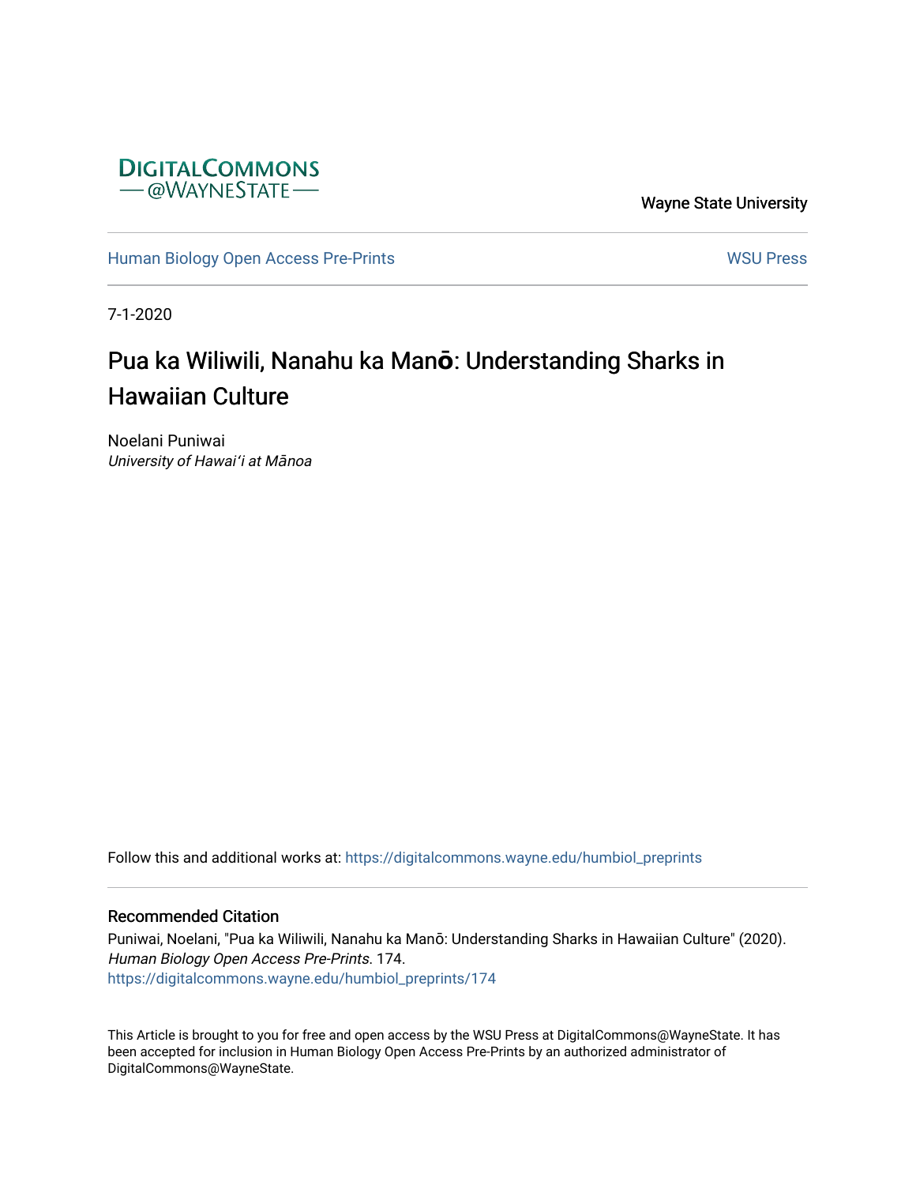DigitalCommons@WayneState

Wayne State University

Human Biology Open Access Pre-Prints

WSU Press

7-1-2020

# Pua ka Wiliwili, Nanahu ka Manō: Understanding Sharks in Hawaiian Culture

Noelani Puniwai
*University of Hawaiʻi at Mānoa*

Follow this and additional works at: https://digitalcommons.wayne.edu/humbiol_preprints

## Recommended Citation

Puniwai, Noelani, "Pua ka Wiliwili, Nanahu ka Manō: Understanding Sharks in Hawaiian Culture" (2020). *Human Biology Open Access Pre-Prints*. 174.
https://digitalcommons.wayne.edu/humbiol_preprints/174

This Article is brought to you for free and open access by the WSU Press at DigitalCommons@WayneState. It has been accepted for inclusion in Human Biology Open Access Pre-Prints by an authorized administrator of DigitalCommons@WayneState.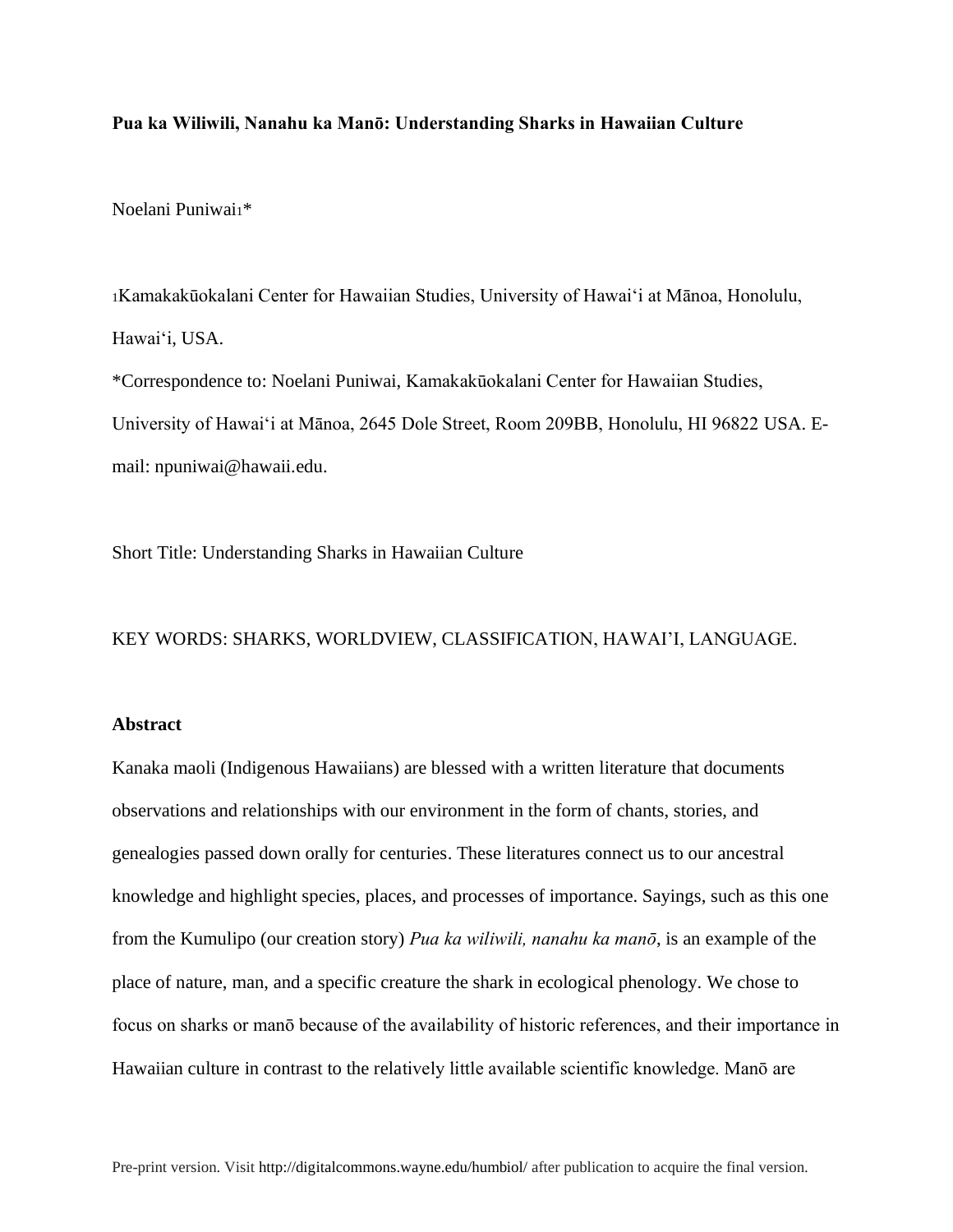**Pua ka Wiliwili, Nanahu ka Manō: Understanding Sharks in Hawaiian Culture**

Noelani Puniwai[1]*

[1]Kamakakūokalani Center for Hawaiian Studies, University of Hawaiʻi at Mānoa, Honolulu, Hawaiʻi, USA.

*Correspondence to: Noelani Puniwai, Kamakakūokalani Center for Hawaiian Studies, University of Hawaiʻi at Mānoa, 2645 Dole Street, Room 209BB, Honolulu, HI 96822 USA. E-mail: npuniwai@hawaii.edu.

Short Title: Understanding Sharks in Hawaiian Culture

KEY WORDS: SHARKS, WORLDVIEW, CLASSIFICATION, HAWAI'I, LANGUAGE.

## Abstract

Kanaka maoli (Indigenous Hawaiians) are blessed with a written literature that documents observations and relationships with our environment in the form of chants, stories, and genealogies passed down orally for centuries. These literatures connect us to our ancestral knowledge and highlight species, places, and processes of importance. Sayings, such as this one from the Kumulipo (our creation story) *Pua ka wiliwili, nanahu ka manō*, is an example of the place of nature, man, and a specific creature the shark in ecological phenology. We chose to focus on sharks or manō because of the availability of historic references, and their importance in Hawaiian culture in contrast to the relatively little available scientific knowledge. Manō are

Pre-print version. Visit http://digitalcommons.wayne.edu/humbiol/ after publication to acquire the final version.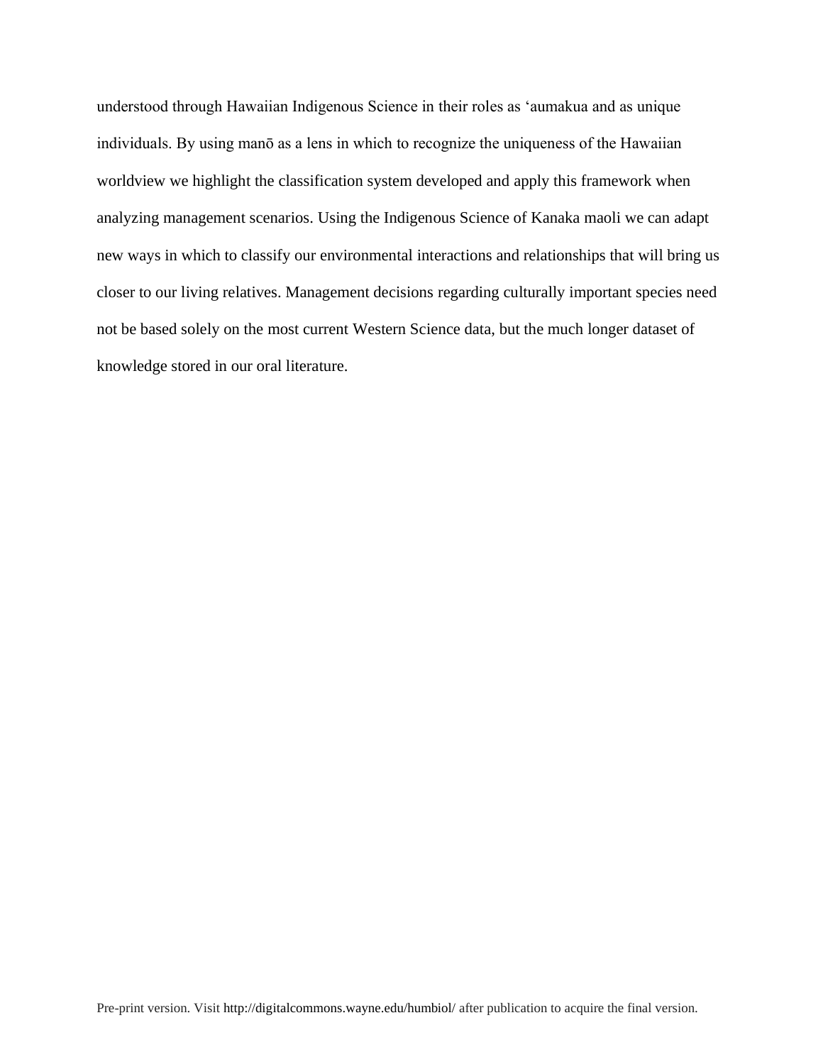understood through Hawaiian Indigenous Science in their roles as ʻaumakua and as unique individuals. By using manō as a lens in which to recognize the uniqueness of the Hawaiian worldview we highlight the classification system developed and apply this framework when analyzing management scenarios. Using the Indigenous Science of Kanaka maoli we can adapt new ways in which to classify our environmental interactions and relationships that will bring us closer to our living relatives. Management decisions regarding culturally important species need not be based solely on the most current Western Science data, but the much longer dataset of knowledge stored in our oral literature.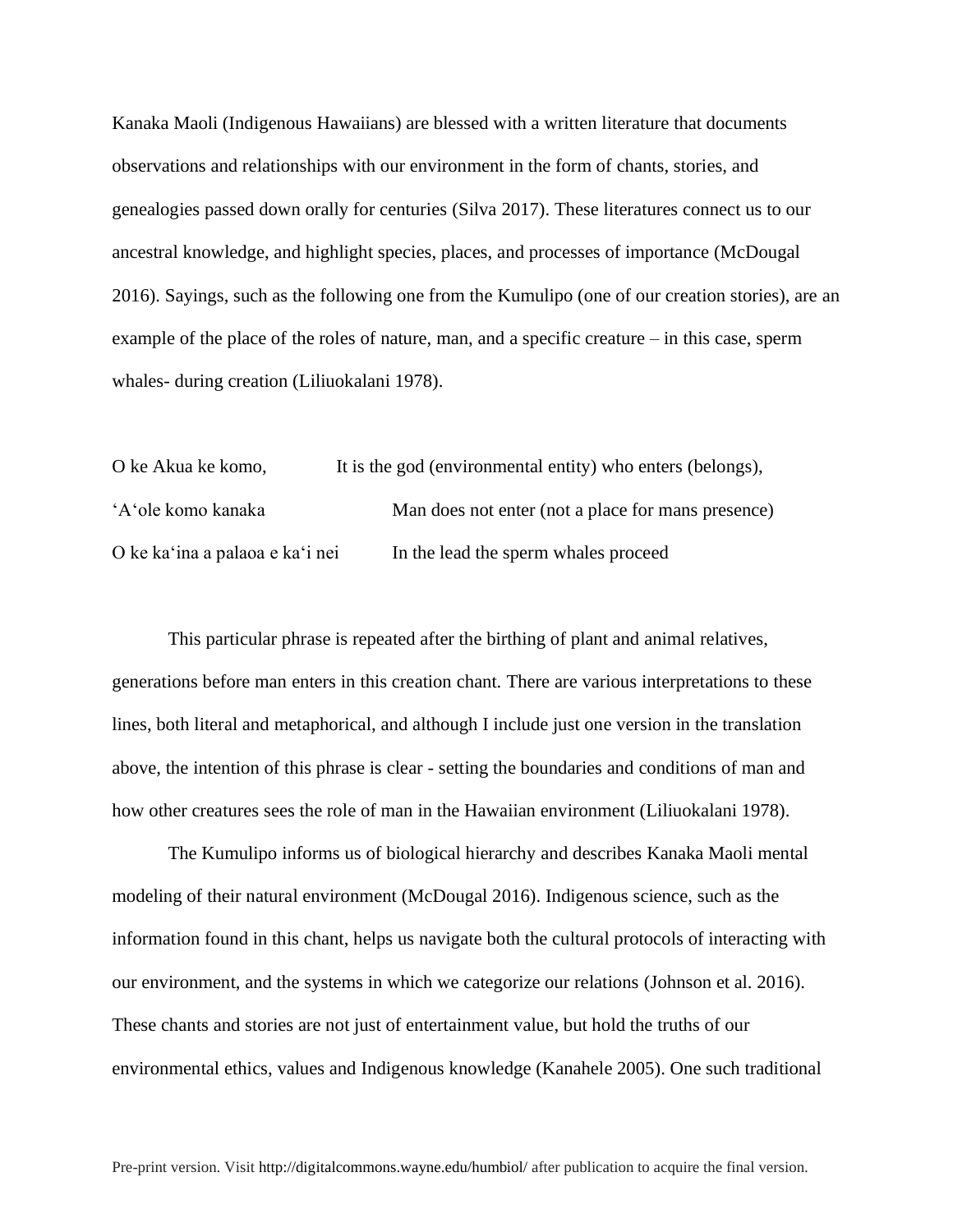Kanaka Maoli (Indigenous Hawaiians) are blessed with a written literature that documents observations and relationships with our environment in the form of chants, stories, and genealogies passed down orally for centuries (Silva 2017). These literatures connect us to our ancestral knowledge, and highlight species, places, and processes of importance (McDougal 2016). Sayings, such as the following one from the Kumulipo (one of our creation stories), are an example of the place of the roles of nature, man, and a specific creature – in this case, sperm whales- during creation (Liliuokalani 1978).

| | |
|---|---|
| O ke Akua ke komo, | It is the god (environmental entity) who enters (belongs), |
| ʻAʻole komo kanaka | Man does not enter (not a place for mans presence) |
| O ke kaʻina a palaoa e kaʻi nei | In the lead the sperm whales proceed |

This particular phrase is repeated after the birthing of plant and animal relatives, generations before man enters in this creation chant. There are various interpretations to these lines, both literal and metaphorical, and although I include just one version in the translation above, the intention of this phrase is clear - setting the boundaries and conditions of man and how other creatures sees the role of man in the Hawaiian environment (Liliuokalani 1978).

The Kumulipo informs us of biological hierarchy and describes Kanaka Maoli mental modeling of their natural environment (McDougal 2016). Indigenous science, such as the information found in this chant, helps us navigate both the cultural protocols of interacting with our environment, and the systems in which we categorize our relations (Johnson et al. 2016). These chants and stories are not just of entertainment value, but hold the truths of our environmental ethics, values and Indigenous knowledge (Kanahele 2005). One such traditional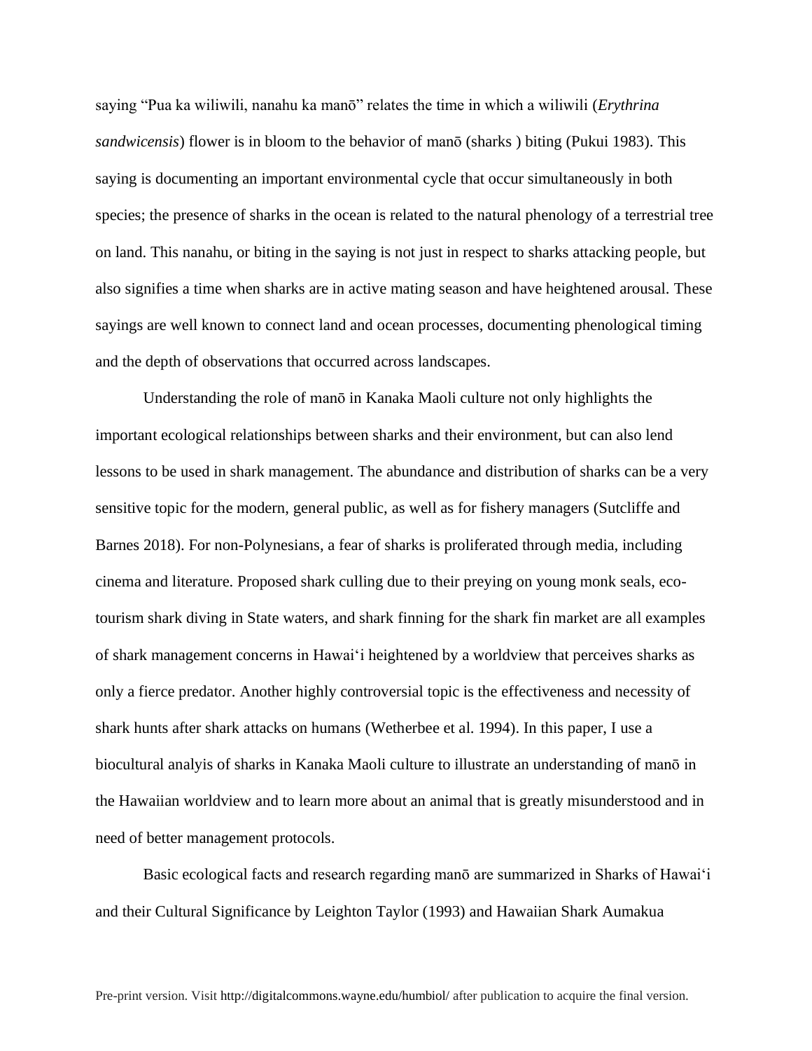saying "Pua ka wiliwili, nanahu ka manō" relates the time in which a wiliwili (*Erythrina sandwicensis*) flower is in bloom to the behavior of manō (sharks ) biting (Pukui 1983). This saying is documenting an important environmental cycle that occur simultaneously in both species; the presence of sharks in the ocean is related to the natural phenology of a terrestrial tree on land. This nanahu, or biting in the saying is not just in respect to sharks attacking people, but also signifies a time when sharks are in active mating season and have heightened arousal. These sayings are well known to connect land and ocean processes, documenting phenological timing and the depth of observations that occurred across landscapes.

Understanding the role of manō in Kanaka Maoli culture not only highlights the important ecological relationships between sharks and their environment, but can also lend lessons to be used in shark management. The abundance and distribution of sharks can be a very sensitive topic for the modern, general public, as well as for fishery managers (Sutcliffe and Barnes 2018). For non-Polynesians, a fear of sharks is proliferated through media, including cinema and literature. Proposed shark culling due to their preying on young monk seals, eco-tourism shark diving in State waters, and shark finning for the shark fin market are all examples of shark management concerns in Hawaiʻi heightened by a worldview that perceives sharks as only a fierce predator. Another highly controversial topic is the effectiveness and necessity of shark hunts after shark attacks on humans (Wetherbee et al. 1994). In this paper, I use a biocultural analyis of sharks in Kanaka Maoli culture to illustrate an understanding of manō in the Hawaiian worldview and to learn more about an animal that is greatly misunderstood and in need of better management protocols.

Basic ecological facts and research regarding manō are summarized in Sharks of Hawaiʻi and their Cultural Significance by Leighton Taylor (1993) and Hawaiian Shark Aumakua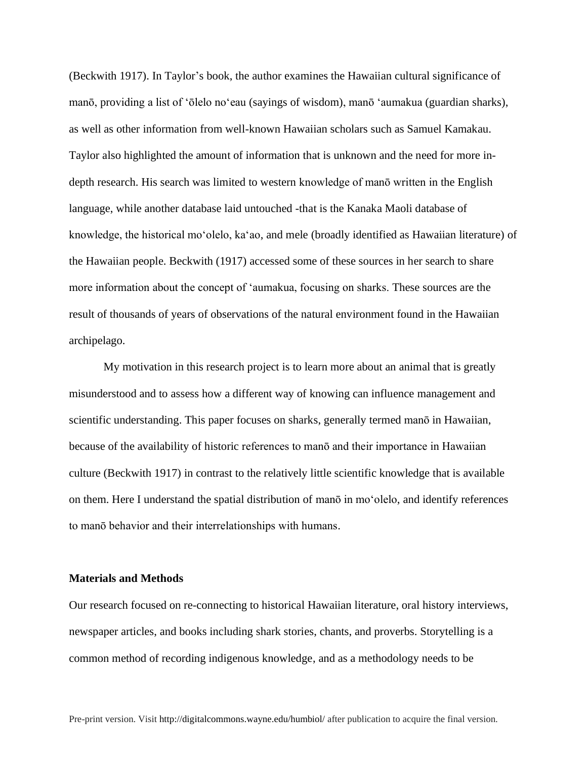(Beckwith 1917). In Taylor's book, the author examines the Hawaiian cultural significance of manō, providing a list of ʻōlelo noʻeau (sayings of wisdom), manō ʻaumakua (guardian sharks), as well as other information from well-known Hawaiian scholars such as Samuel Kamakau. Taylor also highlighted the amount of information that is unknown and the need for more in-depth research. His search was limited to western knowledge of manō written in the English language, while another database laid untouched -that is the Kanaka Maoli database of knowledge, the historical moʻolelo, kaʻao, and mele (broadly identified as Hawaiian literature) of the Hawaiian people. Beckwith (1917) accessed some of these sources in her search to share more information about the concept of ʻaumakua, focusing on sharks. These sources are the result of thousands of years of observations of the natural environment found in the Hawaiian archipelago.

My motivation in this research project is to learn more about an animal that is greatly misunderstood and to assess how a different way of knowing can influence management and scientific understanding. This paper focuses on sharks, generally termed manō in Hawaiian, because of the availability of historic references to manō and their importance in Hawaiian culture (Beckwith 1917) in contrast to the relatively little scientific knowledge that is available on them. Here I understand the spatial distribution of manō in moʻolelo, and identify references to manō behavior and their interrelationships with humans.

## Materials and Methods

Our research focused on re-connecting to historical Hawaiian literature, oral history interviews, newspaper articles, and books including shark stories, chants, and proverbs. Storytelling is a common method of recording indigenous knowledge, and as a methodology needs to be

Pre-print version. Visit http://digitalcommons.wayne.edu/humbiol/ after publication to acquire the final version.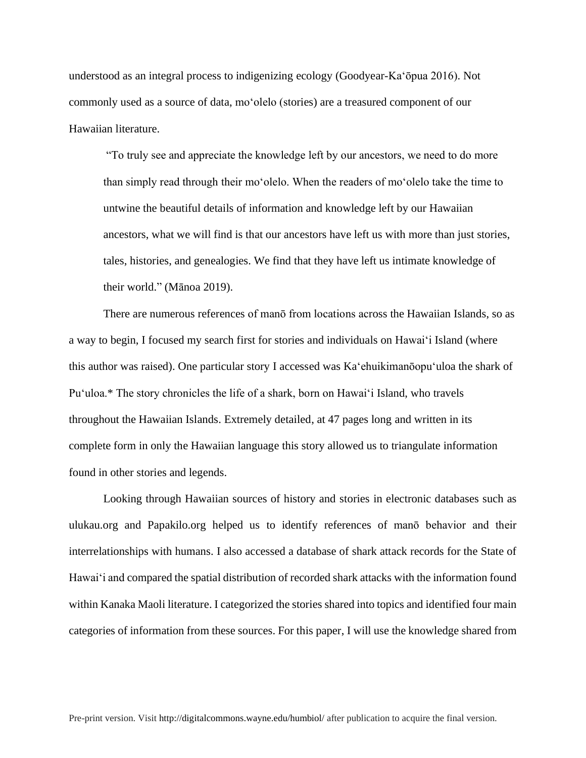understood as an integral process to indigenizing ecology (Goodyear-Ka'ōpua 2016). Not commonly used as a source of data, mo'olelo (stories) are a treasured component of our Hawaiian literature.

> "To truly see and appreciate the knowledge left by our ancestors, we need to do more than simply read through their mo'olelo. When the readers of mo'olelo take the time to untwine the beautiful details of information and knowledge left by our Hawaiian ancestors, what we will find is that our ancestors have left us with more than just stories, tales, histories, and genealogies. We find that they have left us intimate knowledge of their world." (Mānoa 2019).

There are numerous references of manō from locations across the Hawaiian Islands, so as a way to begin, I focused my search first for stories and individuals on Hawai'i Island (where this author was raised). One particular story I accessed was Ka'ehuikimanōopu'uloa the shark of Pu'uloa.* The story chronicles the life of a shark, born on Hawai'i Island, who travels throughout the Hawaiian Islands. Extremely detailed, at 47 pages long and written in its complete form in only the Hawaiian language this story allowed us to triangulate information found in other stories and legends.

Looking through Hawaiian sources of history and stories in electronic databases such as ulukau.org and Papakilo.org helped us to identify references of manō behavior and their interrelationships with humans. I also accessed a database of shark attack records for the State of Hawai'i and compared the spatial distribution of recorded shark attacks with the information found within Kanaka Maoli literature. I categorized the stories shared into topics and identified four main categories of information from these sources. For this paper, I will use the knowledge shared from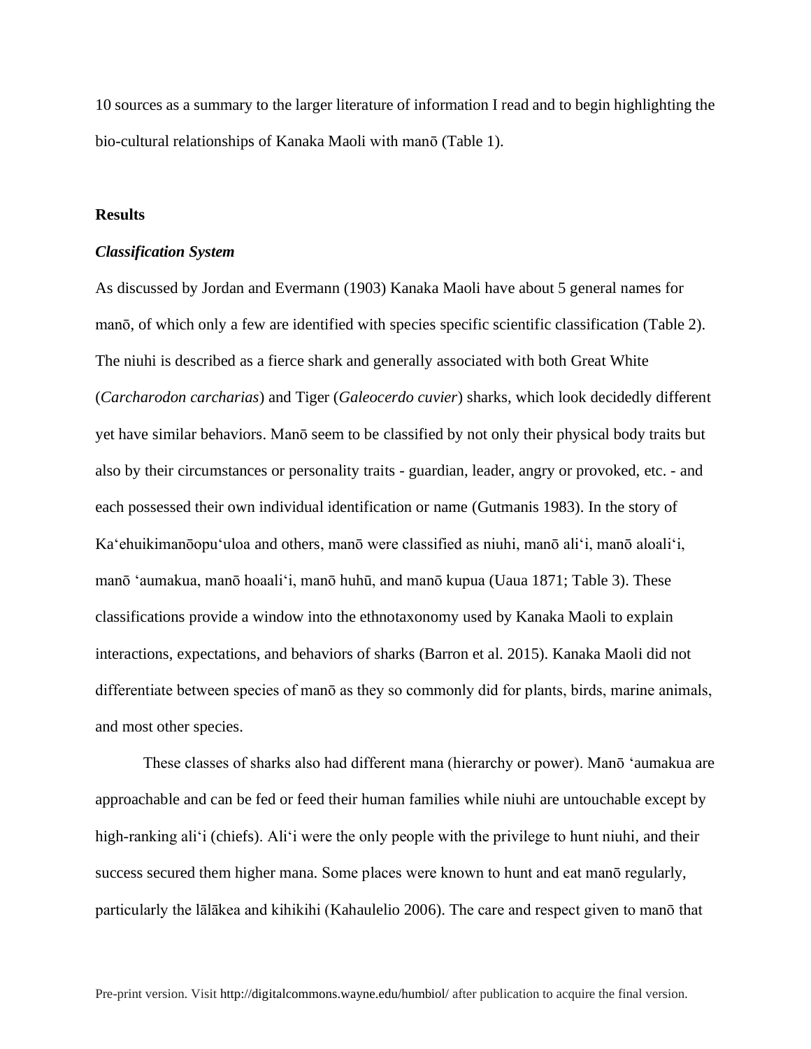10 sources as a summary to the larger literature of information I read and to begin highlighting the bio-cultural relationships of Kanaka Maoli with manō (Table 1).

## Results

### *Classification System*

As discussed by Jordan and Evermann (1903) Kanaka Maoli have about 5 general names for manō, of which only a few are identified with species specific scientific classification (Table 2). The niuhi is described as a fierce shark and generally associated with both Great White (*Carcharodon carcharias*) and Tiger (*Galeocerdo cuvier*) sharks, which look decidedly different yet have similar behaviors. Manō seem to be classified by not only their physical body traits but also by their circumstances or personality traits - guardian, leader, angry or provoked, etc. - and each possessed their own individual identification or name (Gutmanis 1983). In the story of Kaʻehuikimanōopuʻuloa and others, manō were classified as niuhi, manō aliʻi, manō aloaliʻi, manō ʻaumakua, manō hoaaliʻi, manō huhū, and manō kupua (Uaua 1871; Table 3). These classifications provide a window into the ethnotaxonomy used by Kanaka Maoli to explain interactions, expectations, and behaviors of sharks (Barron et al. 2015). Kanaka Maoli did not differentiate between species of manō as they so commonly did for plants, birds, marine animals, and most other species.

These classes of sharks also had different mana (hierarchy or power). Manō ʻaumakua are approachable and can be fed or feed their human families while niuhi are untouchable except by high-ranking aliʻi (chiefs). Aliʻi were the only people with the privilege to hunt niuhi, and their success secured them higher mana. Some places were known to hunt and eat manō regularly, particularly the lālākea and kihikihi (Kahaulelio 2006). The care and respect given to manō that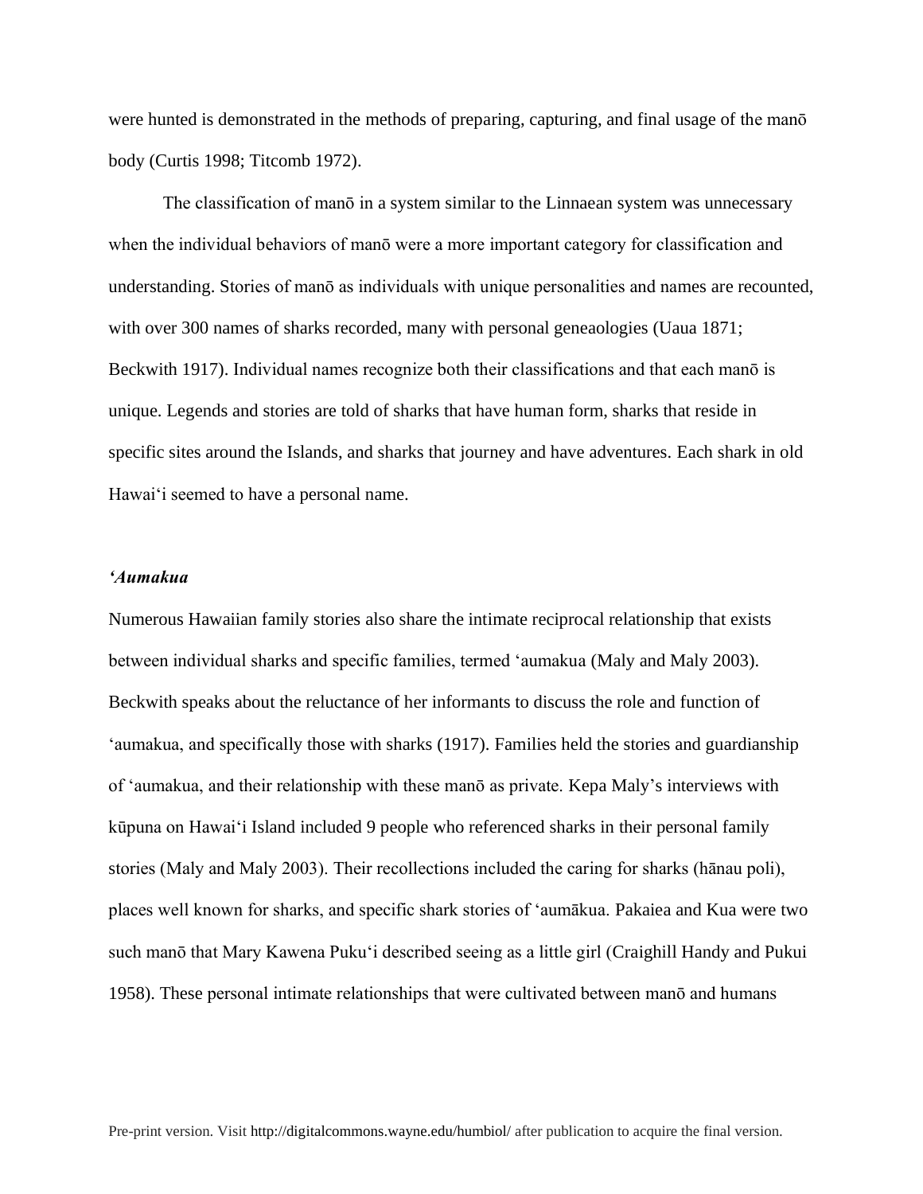were hunted is demonstrated in the methods of preparing, capturing, and final usage of the manō body (Curtis 1998; Titcomb 1972).

The classification of manō in a system similar to the Linnaean system was unnecessary when the individual behaviors of manō were a more important category for classification and understanding. Stories of manō as individuals with unique personalities and names are recounted, with over 300 names of sharks recorded, many with personal geneaologies (Uaua 1871; Beckwith 1917). Individual names recognize both their classifications and that each manō is unique. Legends and stories are told of sharks that have human form, sharks that reside in specific sites around the Islands, and sharks that journey and have adventures. Each shark in old Hawaiʻi seemed to have a personal name.

### *ʻAumakua*

Numerous Hawaiian family stories also share the intimate reciprocal relationship that exists between individual sharks and specific families, termed ʻaumakua (Maly and Maly 2003). Beckwith speaks about the reluctance of her informants to discuss the role and function of ʻaumakua, and specifically those with sharks (1917). Families held the stories and guardianship of ʻaumakua, and their relationship with these manō as private. Kepa Maly's interviews with kūpuna on Hawaiʻi Island included 9 people who referenced sharks in their personal family stories (Maly and Maly 2003). Their recollections included the caring for sharks (hānau poli), places well known for sharks, and specific shark stories of ʻaumākua. Pakaiea and Kua were two such manō that Mary Kawena Pukuʻi described seeing as a little girl (Craighill Handy and Pukui 1958). These personal intimate relationships that were cultivated between manō and humans

Pre-print version. Visit http://digitalcommons.wayne.edu/humbiol/ after publication to acquire the final version.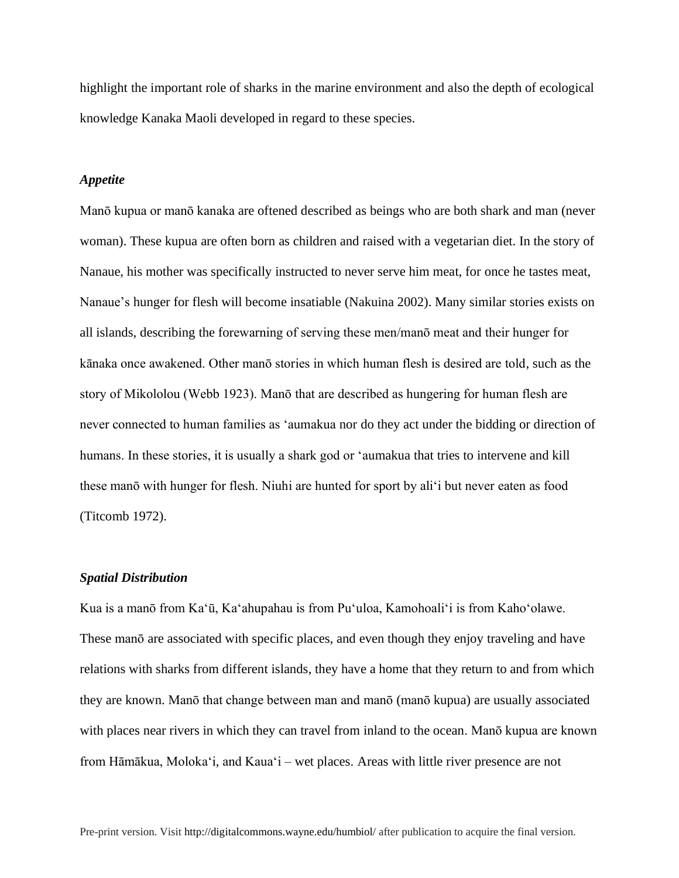highlight the important role of sharks in the marine environment and also the depth of ecological knowledge Kanaka Maoli developed in regard to these species.

### *Appetite*

Manō kupua or manō kanaka are oftened described as beings who are both shark and man (never woman). These kupua are often born as children and raised with a vegetarian diet. In the story of Nanaue, his mother was specifically instructed to never serve him meat, for once he tastes meat, Nanaue's hunger for flesh will become insatiable (Nakuina 2002). Many similar stories exists on all islands, describing the forewarning of serving these men/manō meat and their hunger for kānaka once awakened. Other manō stories in which human flesh is desired are told, such as the story of Mikololou (Webb 1923). Manō that are described as hungering for human flesh are never connected to human families as ʻaumakua nor do they act under the bidding or direction of humans. In these stories, it is usually a shark god or ʻaumakua that tries to intervene and kill these manō with hunger for flesh. Niuhi are hunted for sport by aliʻi but never eaten as food (Titcomb 1972).

### *Spatial Distribution*

Kua is a manō from Kaʻū, Kaʻahupahau is from Puʻuloa, Kamohoaliʻi is from Kahoʻolawe. These manō are associated with specific places, and even though they enjoy traveling and have relations with sharks from different islands, they have a home that they return to and from which they are known. Manō that change between man and manō (manō kupua) are usually associated with places near rivers in which they can travel from inland to the ocean. Manō kupua are known from Hāmākua, Molokaʻi, and Kauaʻi – wet places. Areas with little river presence are not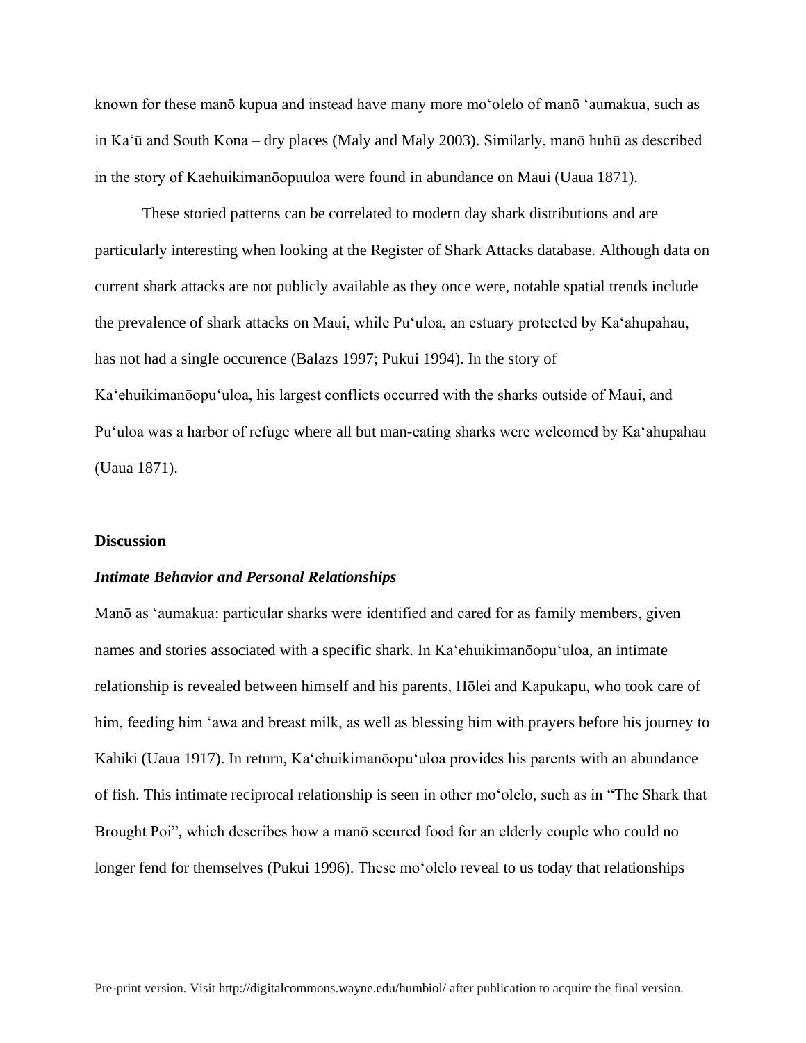known for these manō kupua and instead have many more moʻolelo of manō ʻaumakua, such as in Kaʻū and South Kona – dry places (Maly and Maly 2003). Similarly, manō huhū as described in the story of Kaehuikimanōopuuloa were found in abundance on Maui (Uaua 1871).

These storied patterns can be correlated to modern day shark distributions and are particularly interesting when looking at the Register of Shark Attacks database. Although data on current shark attacks are not publicly available as they once were, notable spatial trends include the prevalence of shark attacks on Maui, while Puʻuloa, an estuary protected by Kaʻahupahau, has not had a single occurence (Balazs 1997; Pukui 1994). In the story of Kaʻehuikimanōopuʻuloa, his largest conflicts occurred with the sharks outside of Maui, and Puʻuloa was a harbor of refuge where all but man-eating sharks were welcomed by Kaʻahupahau (Uaua 1871).

## Discussion

### *Intimate Behavior and Personal Relationships*

Manō as ʻaumakua: particular sharks were identified and cared for as family members, given names and stories associated with a specific shark. In Kaʻehuikimanōopuʻuloa, an intimate relationship is revealed between himself and his parents, Hōlei and Kapukapu, who took care of him, feeding him ʻawa and breast milk, as well as blessing him with prayers before his journey to Kahiki (Uaua 1917). In return, Kaʻehuikimanōopuʻuloa provides his parents with an abundance of fish. This intimate reciprocal relationship is seen in other moʻolelo, such as in "The Shark that Brought Poi", which describes how a manō secured food for an elderly couple who could no longer fend for themselves (Pukui 1996). These moʻolelo reveal to us today that relationships

Pre-print version. Visit http://digitalcommons.wayne.edu/humbiol/ after publication to acquire the final version.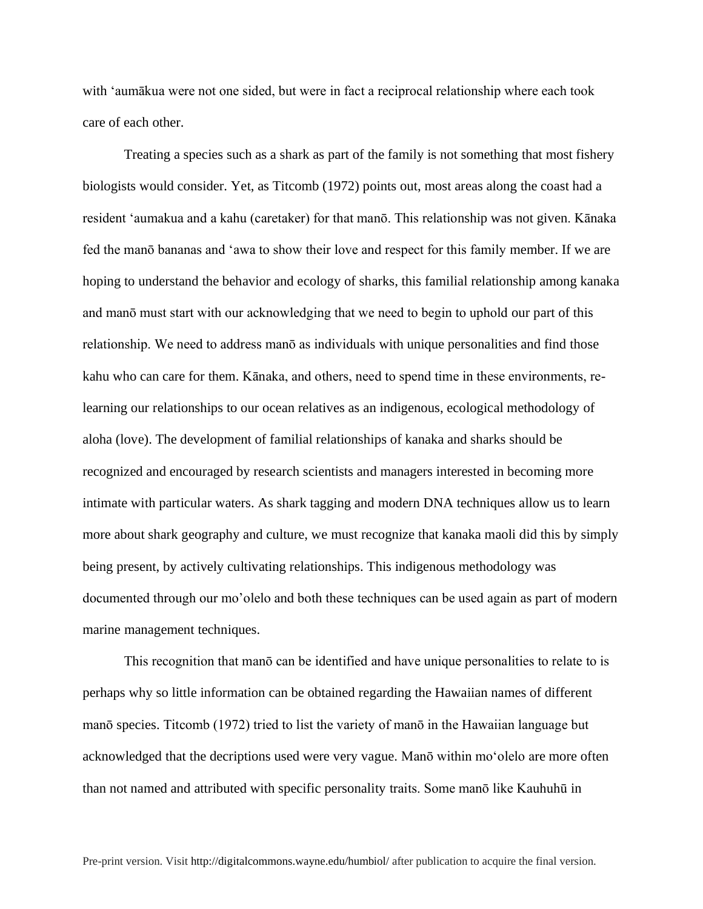with ʻaumākua were not one sided, but were in fact a reciprocal relationship where each took care of each other.

Treating a species such as a shark as part of the family is not something that most fishery biologists would consider. Yet, as Titcomb (1972) points out, most areas along the coast had a resident ʻaumakua and a kahu (caretaker) for that manō. This relationship was not given. Kānaka fed the manō bananas and ʻawa to show their love and respect for this family member. If we are hoping to understand the behavior and ecology of sharks, this familial relationship among kanaka and manō must start with our acknowledging that we need to begin to uphold our part of this relationship. We need to address manō as individuals with unique personalities and find those kahu who can care for them. Kānaka, and others, need to spend time in these environments, re-learning our relationships to our ocean relatives as an indigenous, ecological methodology of aloha (love). The development of familial relationships of kanaka and sharks should be recognized and encouraged by research scientists and managers interested in becoming more intimate with particular waters. As shark tagging and modern DNA techniques allow us to learn more about shark geography and culture, we must recognize that kanaka maoli did this by simply being present, by actively cultivating relationships. This indigenous methodology was documented through our mo'olelo and both these techniques can be used again as part of modern marine management techniques.

This recognition that manō can be identified and have unique personalities to relate to is perhaps why so little information can be obtained regarding the Hawaiian names of different manō species. Titcomb (1972) tried to list the variety of manō in the Hawaiian language but acknowledged that the decriptions used were very vague. Manō within moʻolelo are more often than not named and attributed with specific personality traits. Some manō like Kauhuhū in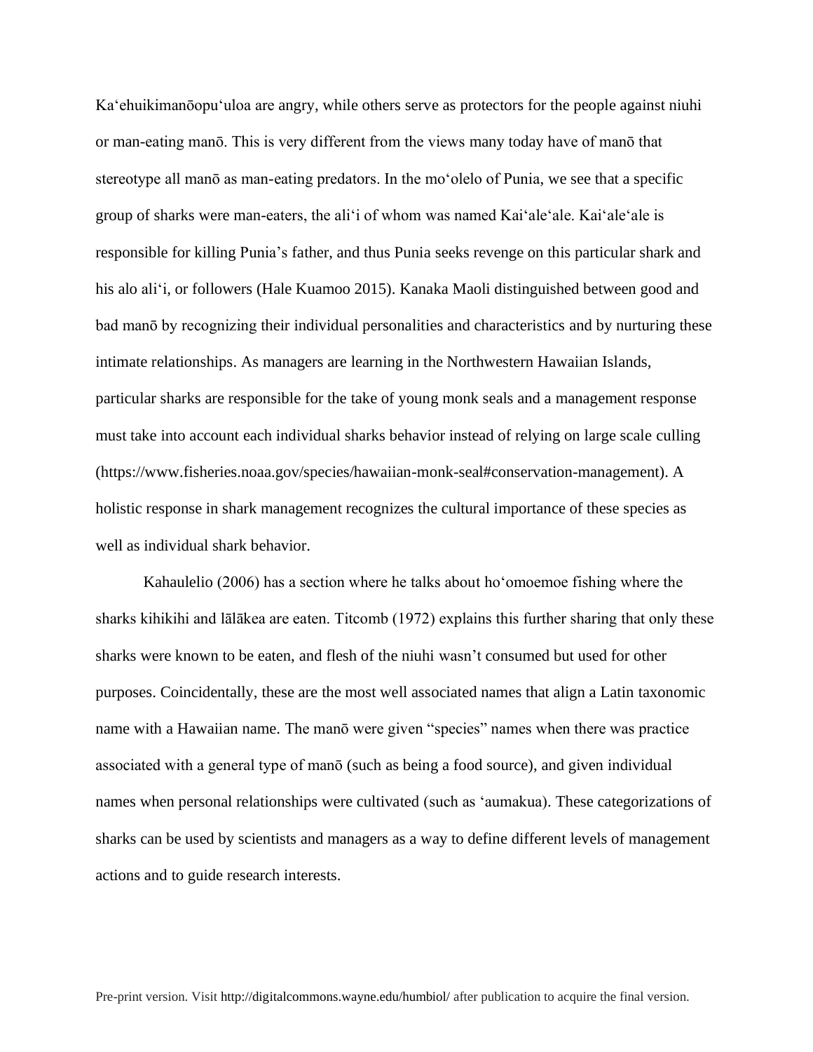Kaʻehuikimanōopuʻuloa are angry, while others serve as protectors for the people against niuhi or man-eating manō. This is very different from the views many today have of manō that stereotype all manō as man-eating predators. In the moʻolelo of Punia, we see that a specific group of sharks were man-eaters, the aliʻi of whom was named Kaiʻaleʻale. Kaiʻaleʻale is responsible for killing Punia's father, and thus Punia seeks revenge on this particular shark and his alo aliʻi, or followers (Hale Kuamoo 2015). Kanaka Maoli distinguished between good and bad manō by recognizing their individual personalities and characteristics and by nurturing these intimate relationships. As managers are learning in the Northwestern Hawaiian Islands, particular sharks are responsible for the take of young monk seals and a management response must take into account each individual sharks behavior instead of relying on large scale culling (https://www.fisheries.noaa.gov/species/hawaiian-monk-seal#conservation-management). A holistic response in shark management recognizes the cultural importance of these species as well as individual shark behavior.

Kahaulelio (2006) has a section where he talks about hoʻomoemoe fishing where the sharks kihikihi and lālākea are eaten. Titcomb (1972) explains this further sharing that only these sharks were known to be eaten, and flesh of the niuhi wasn't consumed but used for other purposes. Coincidentally, these are the most well associated names that align a Latin taxonomic name with a Hawaiian name. The manō were given "species" names when there was practice associated with a general type of manō (such as being a food source), and given individual names when personal relationships were cultivated (such as ʻaumakua). These categorizations of sharks can be used by scientists and managers as a way to define different levels of management actions and to guide research interests.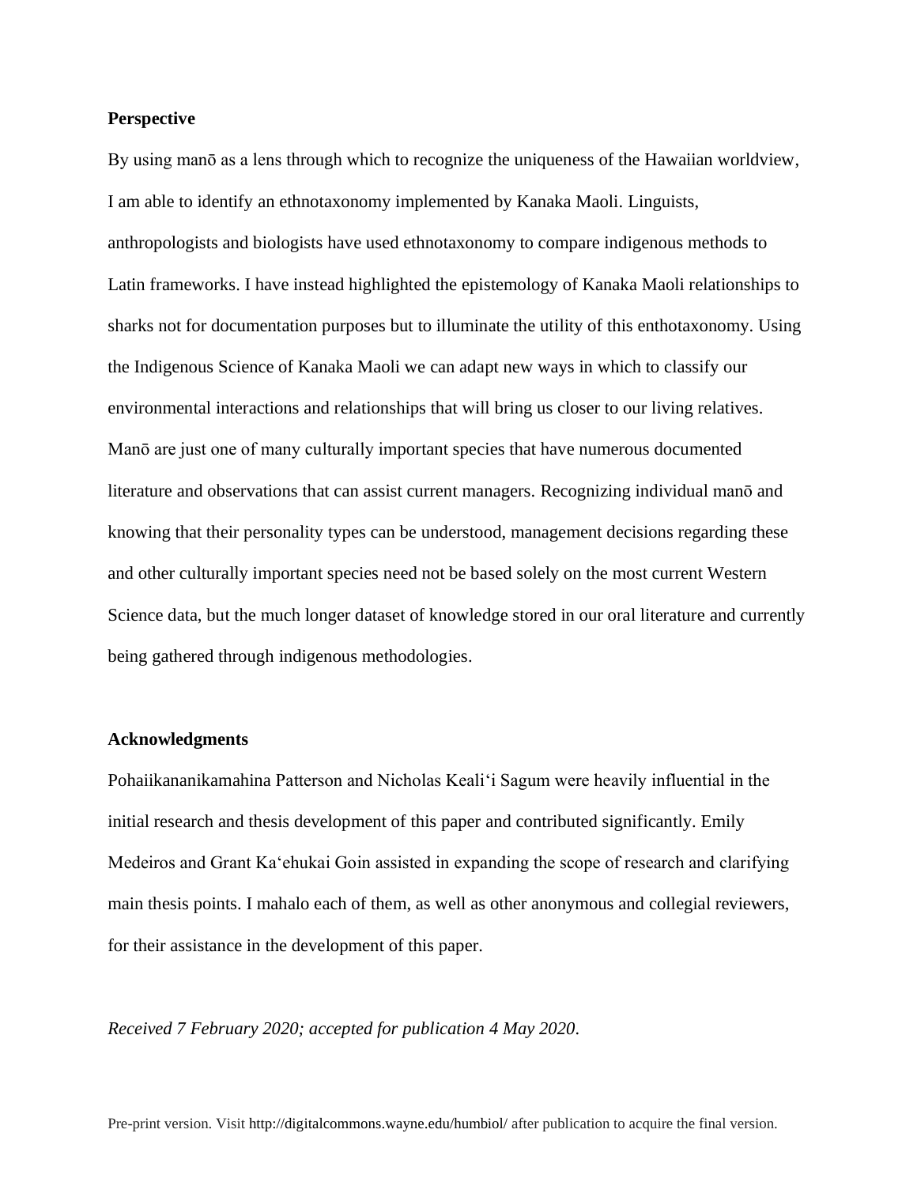**Perspective**

By using manō as a lens through which to recognize the uniqueness of the Hawaiian worldview, I am able to identify an ethnotaxonomy implemented by Kanaka Maoli. Linguists, anthropologists and biologists have used ethnotaxonomy to compare indigenous methods to Latin frameworks. I have instead highlighted the epistemology of Kanaka Maoli relationships to sharks not for documentation purposes but to illuminate the utility of this enthotaxonomy. Using the Indigenous Science of Kanaka Maoli we can adapt new ways in which to classify our environmental interactions and relationships that will bring us closer to our living relatives. Manō are just one of many culturally important species that have numerous documented literature and observations that can assist current managers. Recognizing individual manō and knowing that their personality types can be understood, management decisions regarding these and other culturally important species need not be based solely on the most current Western Science data, but the much longer dataset of knowledge stored in our oral literature and currently being gathered through indigenous methodologies.

**Acknowledgments**

Pohaiikananikamahina Patterson and Nicholas Keali'i Sagum were heavily influential in the initial research and thesis development of this paper and contributed significantly. Emily Medeiros and Grant Ka'ehukai Goin assisted in expanding the scope of research and clarifying main thesis points. I mahalo each of them, as well as other anonymous and collegial reviewers, for their assistance in the development of this paper.

*Received 7 February 2020; accepted for publication 4 May 2020.*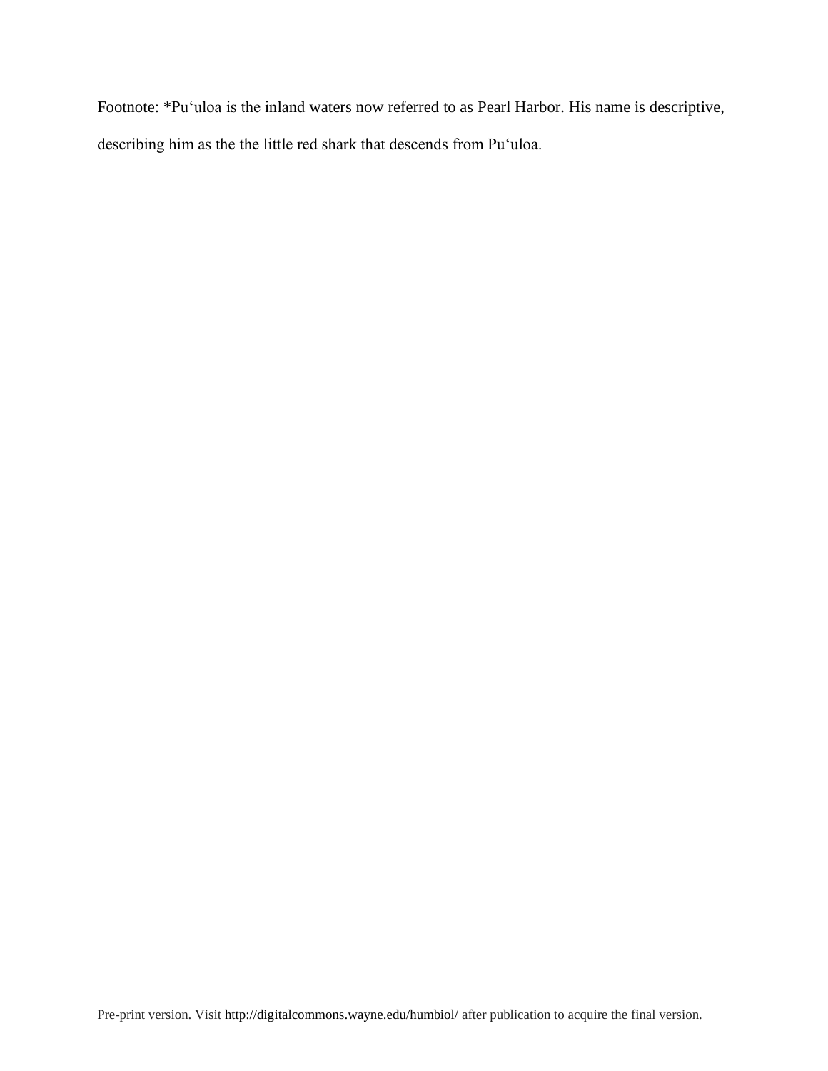Footnote: *Pu'uloa is the inland waters now referred to as Pearl Harbor. His name is descriptive, describing him as the the little red shark that descends from Pu'uloa.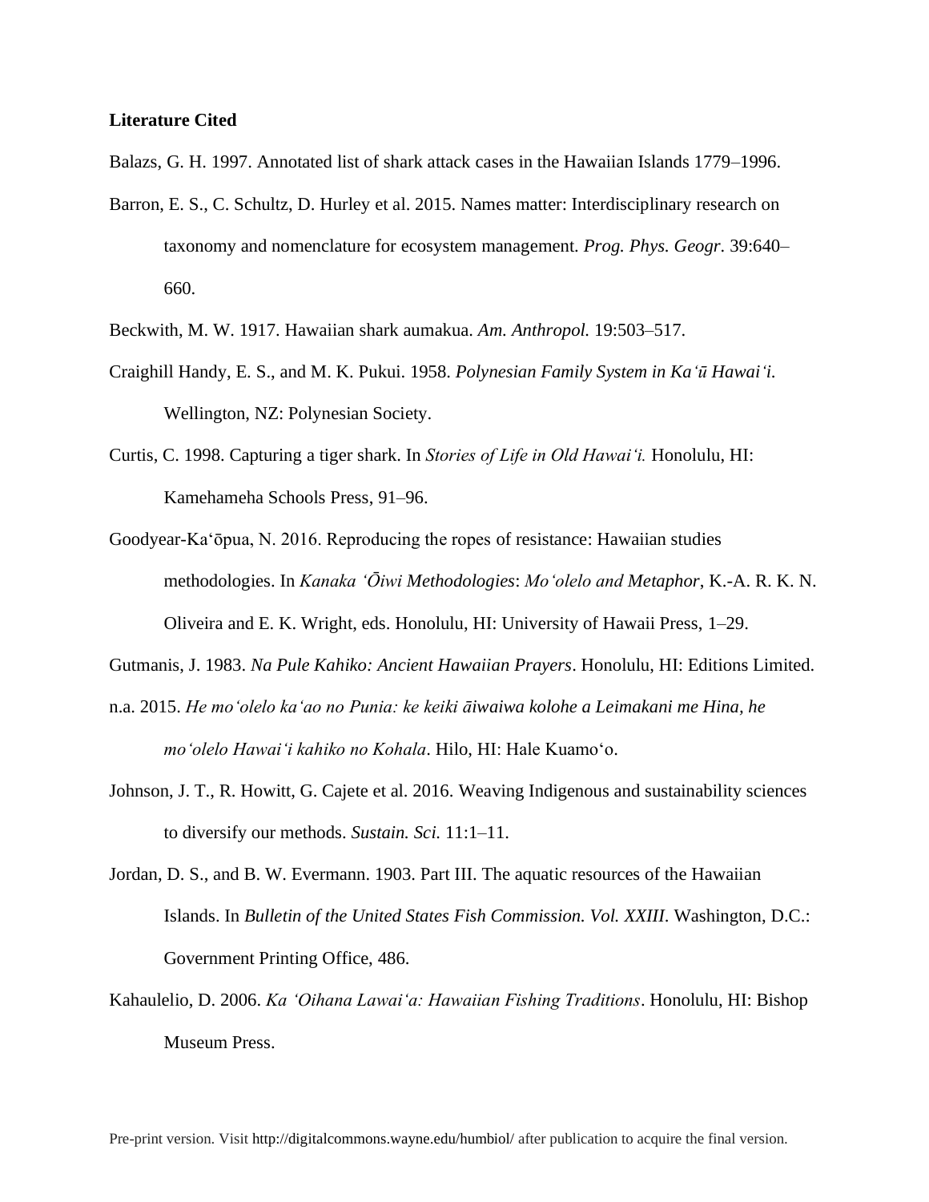**Literature Cited**

Balazs, G. H. 1997. Annotated list of shark attack cases in the Hawaiian Islands 1779–1996.

Barron, E. S., C. Schultz, D. Hurley et al. 2015. Names matter: Interdisciplinary research on taxonomy and nomenclature for ecosystem management. *Prog. Phys. Geogr.* 39:640–660.

Beckwith, M. W. 1917. Hawaiian shark aumakua. *Am. Anthropol.* 19:503–517.

Craighill Handy, E. S., and M. K. Pukui. 1958. *Polynesian Family System in Kaʻū Hawaiʻi.* Wellington, NZ: Polynesian Society.

Curtis, C. 1998. Capturing a tiger shark. In *Stories of Life in Old Hawaiʻi.* Honolulu, HI: Kamehameha Schools Press, 91–96.

Goodyear-Kaʻōpua, N. 2016. Reproducing the ropes of resistance: Hawaiian studies methodologies. In *Kanaka ʻŌiwi Methodologies*: *Moʻolelo and Metaphor*, K.-A. R. K. N. Oliveira and E. K. Wright, eds. Honolulu, HI: University of Hawaii Press, 1–29.

Gutmanis, J. 1983. *Na Pule Kahiko: Ancient Hawaiian Prayers*. Honolulu, HI: Editions Limited.

n.a. 2015. *He moʻolelo kaʻao no Punia: ke keiki āiwaiwa kolohe a Leimakani me Hina, he moʻolelo Hawaiʻi kahiko no Kohala*. Hilo, HI: Hale Kuamoʻo.

Johnson, J. T., R. Howitt, G. Cajete et al. 2016. Weaving Indigenous and sustainability sciences to diversify our methods. *Sustain. Sci.* 11:1–11.

Jordan, D. S., and B. W. Evermann. 1903. Part III. The aquatic resources of the Hawaiian Islands. In *Bulletin of the United States Fish Commission. Vol. XXIII*. Washington, D.C.: Government Printing Office, 486.

Kahaulelio, D. 2006. *Ka ʻOihana Lawaiʻa: Hawaiian Fishing Traditions*. Honolulu, HI: Bishop Museum Press.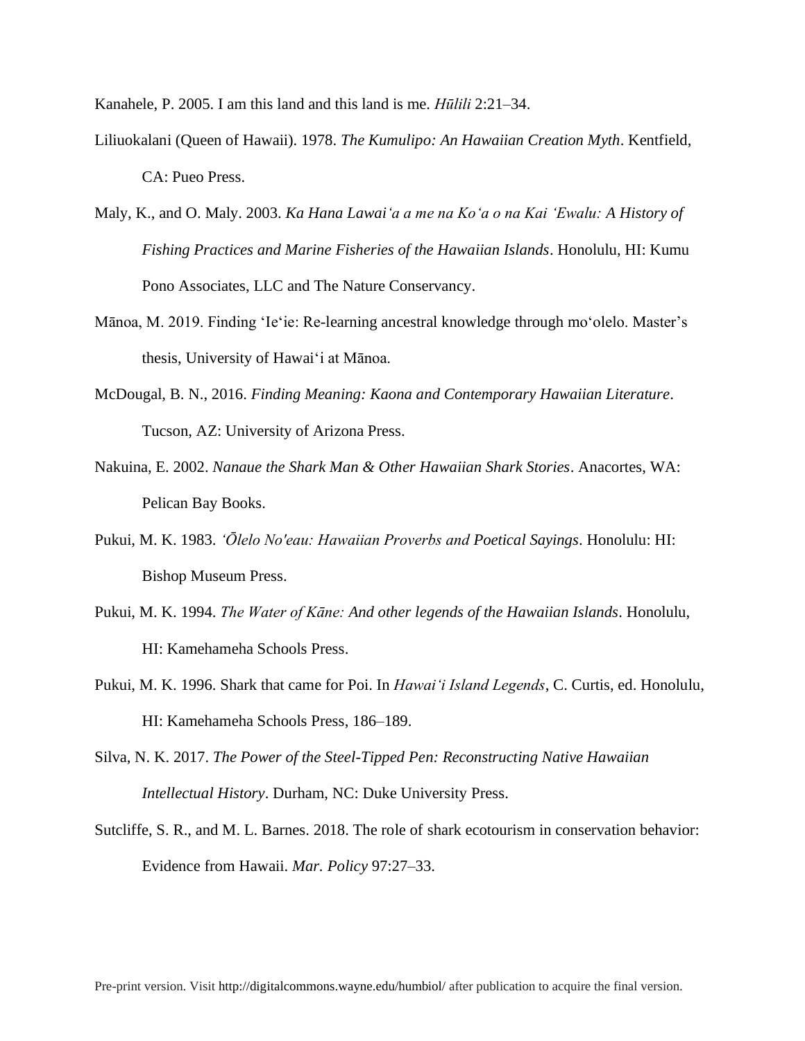Kanahele, P. 2005. I am this land and this land is me. *Hūlili* 2:21–34.

Liliuokalani (Queen of Hawaii). 1978. *The Kumulipo: An Hawaiian Creation Myth*. Kentfield, CA: Pueo Press.

Maly, K., and O. Maly. 2003. *Ka Hana Lawaiʻa a me na Koʻa o na Kai ʻEwalu: A History of Fishing Practices and Marine Fisheries of the Hawaiian Islands*. Honolulu, HI: Kumu Pono Associates, LLC and The Nature Conservancy.

Mānoa, M. 2019. Finding ʻIeʻie: Re-learning ancestral knowledge through moʻolelo. Master's thesis, University of Hawaiʻi at Mānoa.

McDougal, B. N., 2016. *Finding Meaning: Kaona and Contemporary Hawaiian Literature*. Tucson, AZ: University of Arizona Press.

Nakuina, E. 2002. *Nanaue the Shark Man & Other Hawaiian Shark Stories*. Anacortes, WA: Pelican Bay Books.

Pukui, M. K. 1983. *ʻŌlelo No'eau: Hawaiian Proverbs and Poetical Sayings*. Honolulu: HI: Bishop Museum Press.

Pukui, M. K. 1994. *The Water of Kāne: And other legends of the Hawaiian Islands*. Honolulu, HI: Kamehameha Schools Press.

Pukui, M. K. 1996. Shark that came for Poi. In *Hawaiʻi Island Legends*, C. Curtis, ed. Honolulu, HI: Kamehameha Schools Press, 186–189.

Silva, N. K. 2017. *The Power of the Steel-Tipped Pen: Reconstructing Native Hawaiian Intellectual History*. Durham, NC: Duke University Press.

Sutcliffe, S. R., and M. L. Barnes. 2018. The role of shark ecotourism in conservation behavior: Evidence from Hawaii. *Mar. Policy* 97:27–33.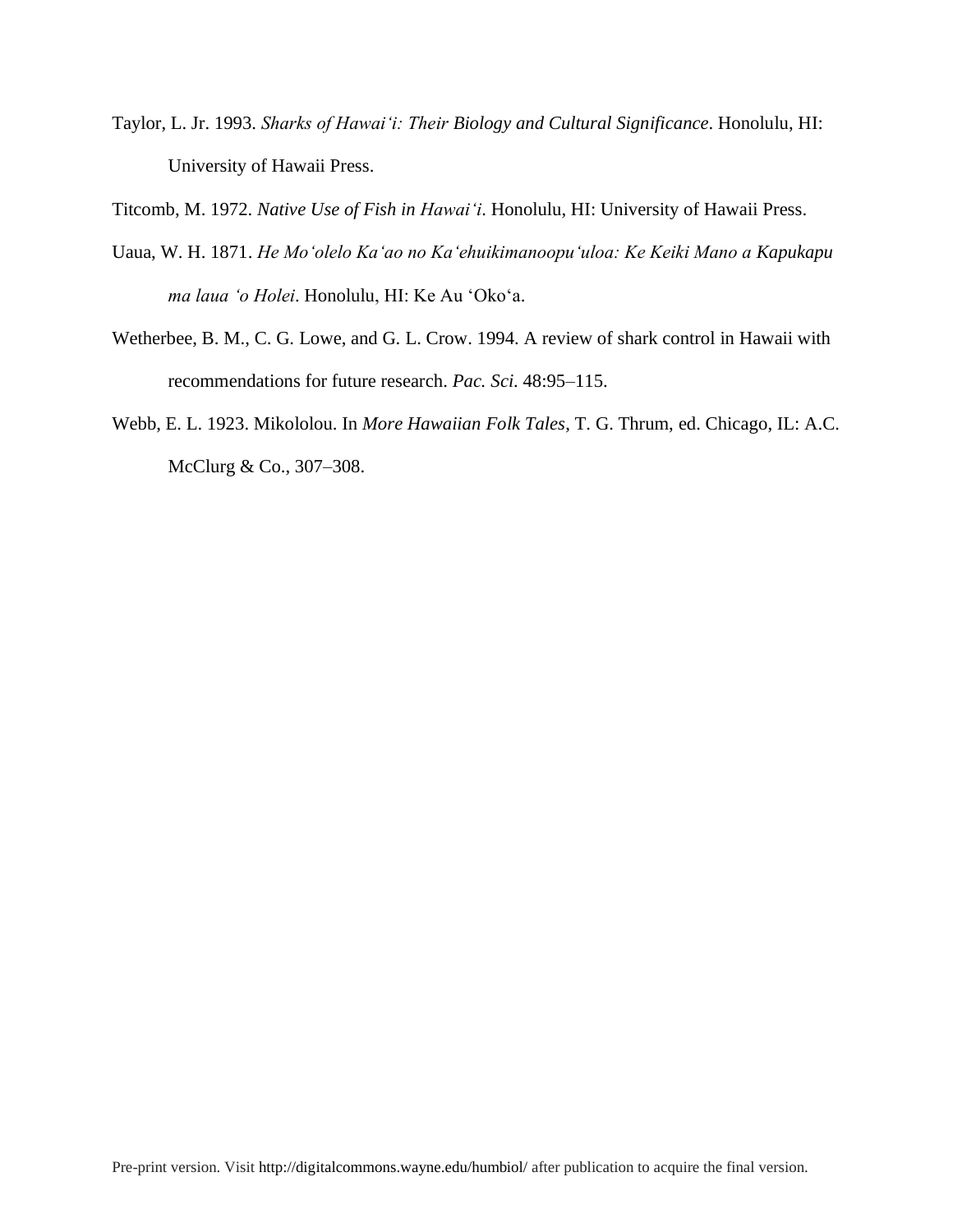Taylor, L. Jr. 1993. *Sharks of Hawaiʻi: Their Biology and Cultural Significance*. Honolulu, HI: University of Hawaii Press.

Titcomb, M. 1972. *Native Use of Fish in Hawaiʻi*. Honolulu, HI: University of Hawaii Press.

Uaua, W. H. 1871. *He Moʻolelo Kaʻao no Kaʻehuikimanoopuʻuloa: Ke Keiki Mano a Kapukapu ma laua ʻo Holei*. Honolulu, HI: Ke Au ʻOkoʻa.

Wetherbee, B. M., C. G. Lowe, and G. L. Crow. 1994. A review of shark control in Hawaii with recommendations for future research. *Pac. Sci.* 48:95–115.

Webb, E. L. 1923. Mikololou. In *More Hawaiian Folk Tales*, T. G. Thrum, ed. Chicago, IL: A.C. McClurg & Co., 307–308.

Pre-print version. Visit http://digitalcommons.wayne.edu/humbiol/ after publication to acquire the final version.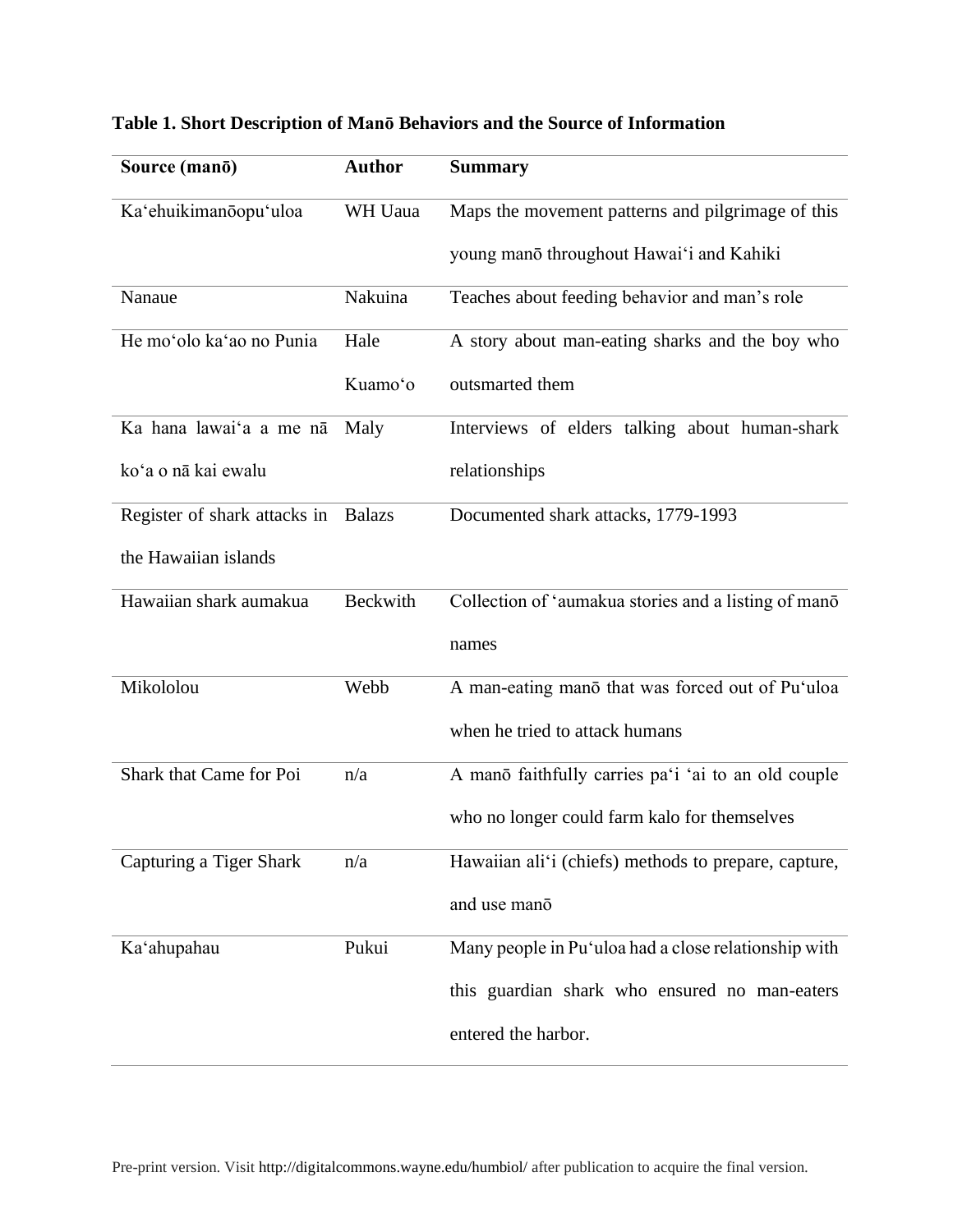**Table 1. Short Description of Manō Behaviors and the Source of Information**

| Source (manō) | Author | Summary |
|---|---|---|
| Ka'ehuikimanōopu'uloa | WH Uaua | Maps the movement patterns and pilgrimage of this young manō throughout Hawai'i and Kahiki |
| Nanaue | Nakuina | Teaches about feeding behavior and man's role |
| He mo'olo ka'ao no Punia | Hale Kuamo'o | A story about man-eating sharks and the boy who outsmarted them |
| Ka hana lawai'a a me nā ko'a o nā kai ewalu | Maly | Interviews of elders talking about human-shark relationships |
| Register of shark attacks in the Hawaiian islands | Balazs | Documented shark attacks, 1779-1993 |
| Hawaiian shark aumakua | Beckwith | Collection of 'aumakua stories and a listing of manō names |
| Mikololou | Webb | A man-eating manō that was forced out of Pu'uloa when he tried to attack humans |
| Shark that Came for Poi | n/a | A manō faithfully carries pa'i 'ai to an old couple who no longer could farm kalo for themselves |
| Capturing a Tiger Shark | n/a | Hawaiian ali'i (chiefs) methods to prepare, capture, and use manō |
| Ka'ahupahau | Pukui | Many people in Pu'uloa had a close relationship with this guardian shark who ensured no man-eaters entered the harbor. |

Pre-print version. Visit http://digitalcommons.wayne.edu/humbiol/ after publication to acquire the final version.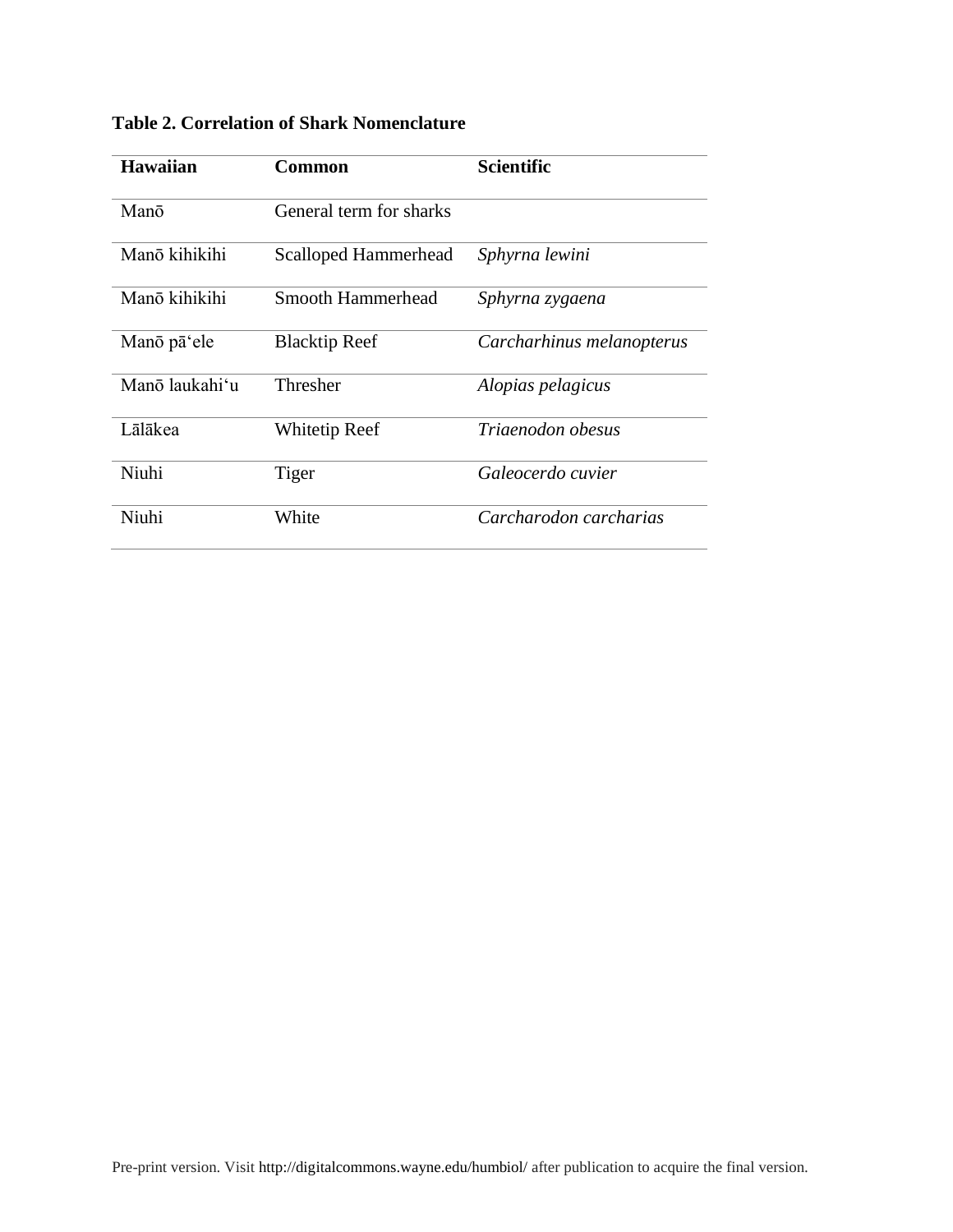**Table 2. Correlation of Shark Nomenclature**

| Hawaiian | Common | Scientific |
| --- | --- | --- |
| Manō | General term for sharks | |
| Manō kihikihi | Scalloped Hammerhead | *Sphyrna lewini* |
| Manō kihikihi | Smooth Hammerhead | *Sphyrna zygaena* |
| Manō pā‘ele | Blacktip Reef | *Carcharhinus melanopterus* |
| Manō laukahi‘u | Thresher | *Alopias pelagicus* |
| Lālākea | Whitetip Reef | *Triaenodon obesus* |
| Niuhi | Tiger | *Galeocerdo cuvier* |
| Niuhi | White | *Carcharodon carcharias* |

Pre-print version. Visit http://digitalcommons.wayne.edu/humbiol/ after publication to acquire the final version.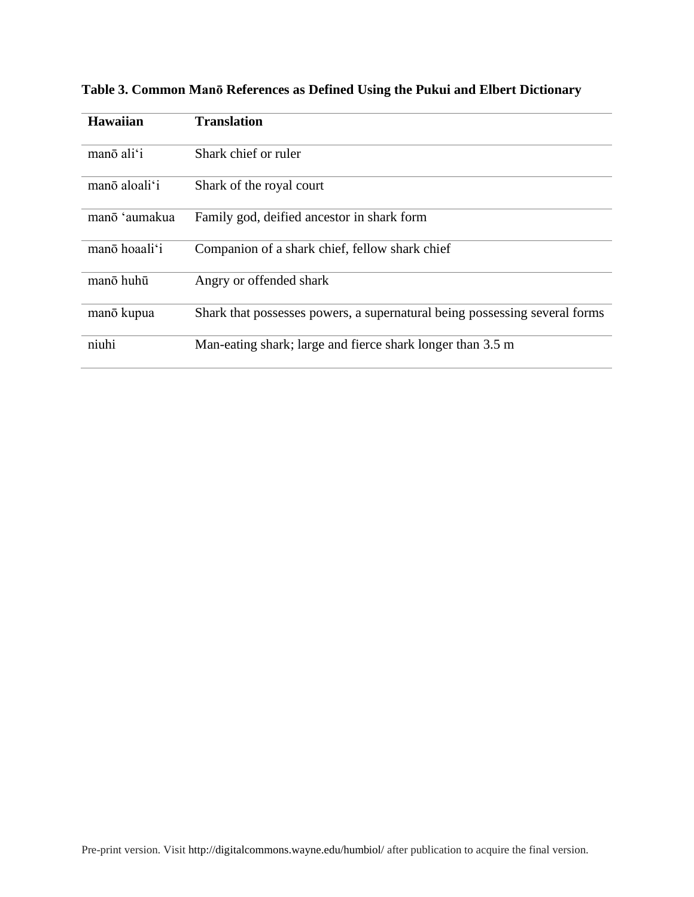**Table 3. Common Manō References as Defined Using the Pukui and Elbert Dictionary**

| Hawaiian | Translation |
|---|---|
| manō ali‘i | Shark chief or ruler |
| manō aloali‘i | Shark of the royal court |
| manō ‘aumakua | Family god, deified ancestor in shark form |
| manō hoaali‘i | Companion of a shark chief, fellow shark chief |
| manō huhū | Angry or offended shark |
| manō kupua | Shark that possesses powers, a supernatural being possessing several forms |
| niuhi | Man-eating shark; large and fierce shark longer than 3.5 m |

Pre-print version. Visit http://digitalcommons.wayne.edu/humbiol/ after publication to acquire the final version.